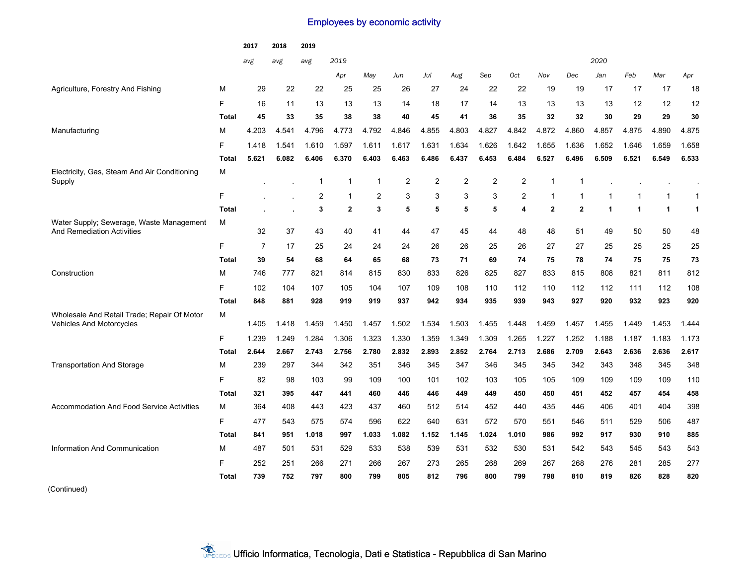# Employees by economic activity

| | | 2017 | 2018 | 2019 | | | | | | | | | | | | | |
|---|---|---|---|---|---|---|---|---|---|---|---|---|---|---|---|---|---|
| | | *avg* | *avg* | *avg* | *2019* | | | | | | | | | *2020* | | | |
| | | | | | *Apr* | *May* | *Jun* | *Jul* | *Aug* | *Sep* | *Oct* | *Nov* | *Dec* | *Jan* | *Feb* | *Mar* | *Apr* |
| Agriculture, Forestry And Fishing | M | 29 | 22 | 22 | 25 | 25 | 26 | 27 | 24 | 22 | 22 | 19 | 19 | 17 | 17 | 17 | 18 |
| | F | 16 | 11 | 13 | 13 | 13 | 14 | 18 | 17 | 14 | 13 | 13 | 13 | 13 | 12 | 12 | 12 |
| | **Total** | **45** | **33** | **35** | **38** | **38** | **40** | **45** | **41** | **36** | **35** | **32** | **32** | **30** | **29** | **29** | **30** |
| Manufacturing | M | 4.203 | 4.541 | 4.796 | 4.773 | 4.792 | 4.846 | 4.855 | 4.803 | 4.827 | 4.842 | 4.872 | 4.860 | 4.857 | 4.875 | 4.890 | 4.875 |
| | F | 1.418 | 1.541 | 1.610 | 1.597 | 1.611 | 1.617 | 1.631 | 1.634 | 1.626 | 1.642 | 1.655 | 1.636 | 1.652 | 1.646 | 1.659 | 1.658 |
| | **Total** | **5.621** | **6.082** | **6.406** | **6.370** | **6.403** | **6.463** | **6.486** | **6.437** | **6.453** | **6.484** | **6.527** | **6.496** | **6.509** | **6.521** | **6.549** | **6.533** |
| Electricity, Gas, Steam And Air Conditioning Supply | M | . | . | 1 | 1 | 1 | 2 | 2 | 2 | 2 | 2 | 1 | 1 | . | . | . | . |
| | F | . | . | 2 | 1 | 2 | 3 | 3 | 3 | 3 | 2 | 1 | 1 | 1 | 1 | 1 | 1 |
| | **Total** | **.** | **.** | **3** | **2** | **3** | **5** | **5** | **5** | **5** | **4** | **2** | **2** | **1** | **1** | **1** | **1** |
| Water Supply; Sewerage, Waste Management And Remediation Activities | M | 32 | 37 | 43 | 40 | 41 | 44 | 47 | 45 | 44 | 48 | 48 | 51 | 49 | 50 | 50 | 48 |
| | F | 7 | 17 | 25 | 24 | 24 | 24 | 26 | 26 | 25 | 26 | 27 | 27 | 25 | 25 | 25 | 25 |
| | **Total** | **39** | **54** | **68** | **64** | **65** | **68** | **73** | **71** | **69** | **74** | **75** | **78** | **74** | **75** | **75** | **73** |
| Construction | M | 746 | 777 | 821 | 814 | 815 | 830 | 833 | 826 | 825 | 827 | 833 | 815 | 808 | 821 | 811 | 812 |
| | F | 102 | 104 | 107 | 105 | 104 | 107 | 109 | 108 | 110 | 112 | 110 | 112 | 112 | 111 | 112 | 108 |
| | **Total** | **848** | **881** | **928** | **919** | **919** | **937** | **942** | **934** | **935** | **939** | **943** | **927** | **920** | **932** | **923** | **920** |
| Wholesale And Retail Trade; Repair Of Motor Vehicles And Motorcycles | M | 1.405 | 1.418 | 1.459 | 1.450 | 1.457 | 1.502 | 1.534 | 1.503 | 1.455 | 1.448 | 1.459 | 1.457 | 1.455 | 1.449 | 1.453 | 1.444 |
| | F | 1.239 | 1.249 | 1.284 | 1.306 | 1.323 | 1.330 | 1.359 | 1.349 | 1.309 | 1.265 | 1.227 | 1.252 | 1.188 | 1.187 | 1.183 | 1.173 |
| | **Total** | **2.644** | **2.667** | **2.743** | **2.756** | **2.780** | **2.832** | **2.893** | **2.852** | **2.764** | **2.713** | **2.686** | **2.709** | **2.643** | **2.636** | **2.636** | **2.617** |
| Transportation And Storage | M | 239 | 297 | 344 | 342 | 351 | 346 | 345 | 347 | 346 | 345 | 345 | 342 | 343 | 348 | 345 | 348 |
| | F | 82 | 98 | 103 | 99 | 109 | 100 | 101 | 102 | 103 | 105 | 105 | 109 | 109 | 109 | 109 | 110 |
| | **Total** | **321** | **395** | **447** | **441** | **460** | **446** | **446** | **449** | **449** | **450** | **450** | **451** | **452** | **457** | **454** | **458** |
| Accommodation And Food Service Activities | M | 364 | 408 | 443 | 423 | 437 | 460 | 512 | 514 | 452 | 440 | 435 | 446 | 406 | 401 | 404 | 398 |
| | F | 477 | 543 | 575 | 574 | 596 | 622 | 640 | 631 | 572 | 570 | 551 | 546 | 511 | 529 | 506 | 487 |
| | **Total** | **841** | **951** | **1.018** | **997** | **1.033** | **1.082** | **1.152** | **1.145** | **1.024** | **1.010** | **986** | **992** | **917** | **930** | **910** | **885** |
| Information And Communication | M | 487 | 501 | 531 | 529 | 533 | 538 | 539 | 531 | 532 | 530 | 531 | 542 | 543 | 545 | 543 | 543 |
| | F | 252 | 251 | 266 | 271 | 266 | 267 | 273 | 265 | 268 | 269 | 267 | 268 | 276 | 281 | 285 | 277 |
| | **Total** | **739** | **752** | **797** | **800** | **799** | **805** | **812** | **796** | **800** | **799** | **798** | **810** | **819** | **826** | **828** | **820** |

(Continued)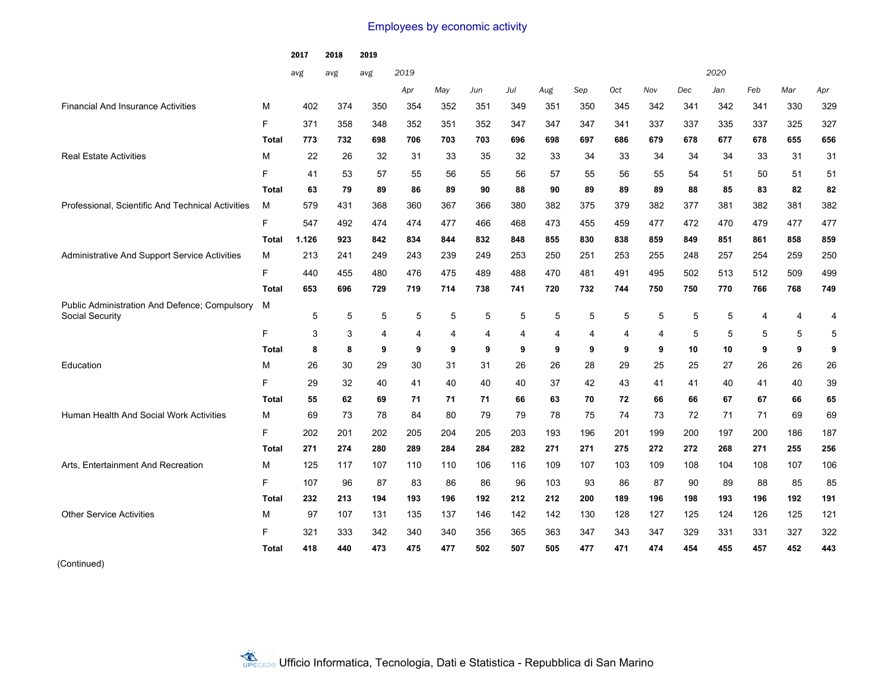# Employees by economic activity

| | | 2017 | 2018 | 2019 | 2019 | | | | | | | | | 2020 | | | |
|---|---|---|---|---|---|---|---|---|---|---|---|---|---|---|---|---|---|
| | | *avg* | *avg* | *avg* | *Apr* | *May* | *Jun* | *Jul* | *Aug* | *Sep* | *Oct* | *Nov* | *Dec* | *Jan* | *Feb* | *Mar* | *Apr* |
| Financial And Insurance Activities | M | 402 | 374 | 350 | 354 | 352 | 351 | 349 | 351 | 350 | 345 | 342 | 341 | 342 | 341 | 330 | 329 |
| | F | 371 | 358 | 348 | 352 | 351 | 352 | 347 | 347 | 347 | 341 | 337 | 337 | 335 | 337 | 325 | 327 |
| | **Total** | **773** | **732** | **698** | **706** | **703** | **703** | **696** | **698** | **697** | **686** | **679** | **678** | **677** | **678** | **655** | **656** |
| Real Estate Activities | M | 22 | 26 | 32 | 31 | 33 | 35 | 32 | 33 | 34 | 33 | 34 | 34 | 34 | 33 | 31 | 31 |
| | F | 41 | 53 | 57 | 55 | 56 | 55 | 56 | 57 | 55 | 56 | 55 | 54 | 51 | 50 | 51 | 51 |
| | **Total** | **63** | **79** | **89** | **86** | **89** | **90** | **88** | **90** | **89** | **89** | **89** | **88** | **85** | **83** | **82** | **82** |
| Professional, Scientific And Technical Activities | M | 579 | 431 | 368 | 360 | 367 | 366 | 380 | 382 | 375 | 379 | 382 | 377 | 381 | 382 | 381 | 382 |
| | F | 547 | 492 | 474 | 474 | 477 | 466 | 468 | 473 | 455 | 459 | 477 | 472 | 470 | 479 | 477 | 477 |
| | **Total** | **1.126** | **923** | **842** | **834** | **844** | **832** | **848** | **855** | **830** | **838** | **859** | **849** | **851** | **861** | **858** | **859** |
| Administrative And Support Service Activities | M | 213 | 241 | 249 | 243 | 239 | 249 | 253 | 250 | 251 | 253 | 255 | 248 | 257 | 254 | 259 | 250 |
| | F | 440 | 455 | 480 | 476 | 475 | 489 | 488 | 470 | 481 | 491 | 495 | 502 | 513 | 512 | 509 | 499 |
| | **Total** | **653** | **696** | **729** | **719** | **714** | **738** | **741** | **720** | **732** | **744** | **750** | **750** | **770** | **766** | **768** | **749** |
| Public Administration And Defence; Compulsory Social Security | M | 5 | 5 | 5 | 5 | 5 | 5 | 5 | 5 | 5 | 5 | 5 | 5 | 5 | 4 | 4 | 4 |
| | F | 3 | 3 | 4 | 4 | 4 | 4 | 4 | 4 | 4 | 4 | 4 | 5 | 5 | 5 | 5 | 5 |
| | **Total** | **8** | **8** | **9** | **9** | **9** | **9** | **9** | **9** | **9** | **9** | **9** | **10** | **10** | **9** | **9** | **9** |
| Education | M | 26 | 30 | 29 | 30 | 31 | 31 | 26 | 26 | 28 | 29 | 25 | 25 | 27 | 26 | 26 | 26 |
| | F | 29 | 32 | 40 | 41 | 40 | 40 | 40 | 37 | 42 | 43 | 41 | 41 | 40 | 41 | 40 | 39 |
| | **Total** | **55** | **62** | **69** | **71** | **71** | **71** | **66** | **63** | **70** | **72** | **66** | **66** | **67** | **67** | **66** | **65** |
| Human Health And Social Work Activities | M | 69 | 73 | 78 | 84 | 80 | 79 | 79 | 78 | 75 | 74 | 73 | 72 | 71 | 71 | 69 | 69 |
| | F | 202 | 201 | 202 | 205 | 204 | 205 | 203 | 193 | 196 | 201 | 199 | 200 | 197 | 200 | 186 | 187 |
| | **Total** | **271** | **274** | **280** | **289** | **284** | **284** | **282** | **271** | **271** | **275** | **272** | **272** | **268** | **271** | **255** | **256** |
| Arts, Entertainment And Recreation | M | 125 | 117 | 107 | 110 | 110 | 106 | 116 | 109 | 107 | 103 | 109 | 108 | 104 | 108 | 107 | 106 |
| | F | 107 | 96 | 87 | 83 | 86 | 86 | 96 | 103 | 93 | 86 | 87 | 90 | 89 | 88 | 85 | 85 |
| | **Total** | **232** | **213** | **194** | **193** | **196** | **192** | **212** | **212** | **200** | **189** | **196** | **198** | **193** | **196** | **192** | **191** |
| Other Service Activities | M | 97 | 107 | 131 | 135 | 137 | 146 | 142 | 142 | 130 | 128 | 127 | 125 | 124 | 126 | 125 | 121 |
| | F | 321 | 333 | 342 | 340 | 340 | 356 | 365 | 363 | 347 | 343 | 347 | 329 | 331 | 331 | 327 | 322 |
| | **Total** | **418** | **440** | **473** | **475** | **477** | **502** | **507** | **505** | **477** | **471** | **474** | **454** | **455** | **457** | **452** | **443** |

(Continued)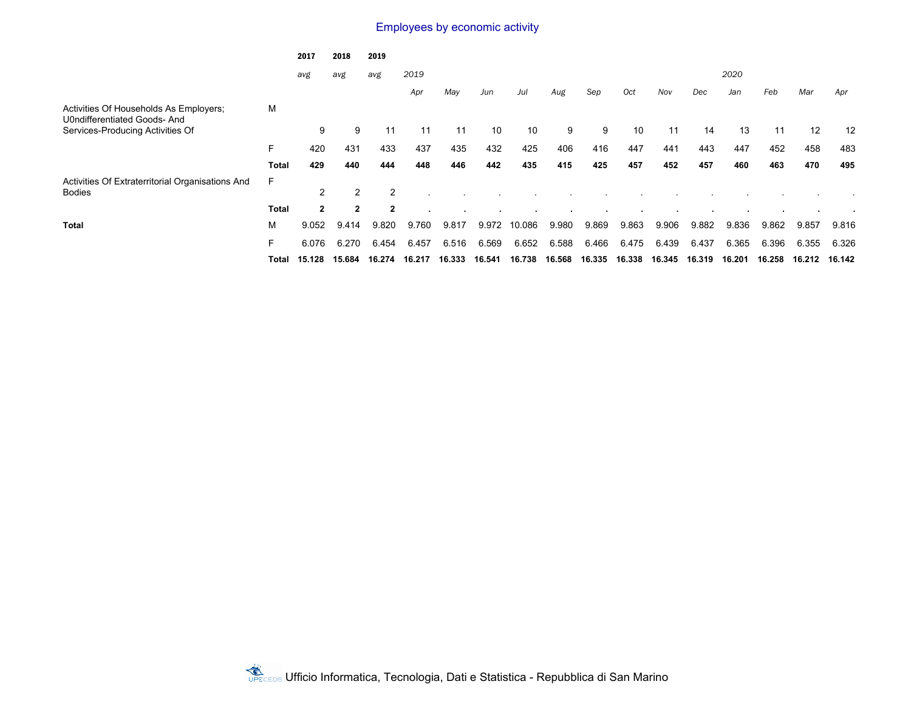## Employees by economic activity

| | | 2017 | 2018 | 2019 | 2019 | | | | | | | | | 2020 | | | |
|---|---|---|---|---|---|---|---|---|---|---|---|---|---|---|---|---|---|
| | | *avg* | *avg* | *avg* | *Apr* | *May* | *Jun* | *Jul* | *Aug* | *Sep* | *Oct* | *Nov* | *Dec* | *Jan* | *Feb* | *Mar* | *Apr* |
| Activities Of Households As Employers; U0ndifferentiated Goods- And Services-Producing Activities Of | M | 9 | 9 | 11 | 11 | 11 | 10 | 10 | 9 | 9 | 10 | 11 | 14 | 13 | 11 | 12 | 12 |
| | F | 420 | 431 | 433 | 437 | 435 | 432 | 425 | 406 | 416 | 447 | 441 | 443 | 447 | 452 | 458 | 483 |
| | **Total** | **429** | **440** | **444** | **448** | **446** | **442** | **435** | **415** | **425** | **457** | **452** | **457** | **460** | **463** | **470** | **495** |
| Activities Of Extraterritorial Organisations And Bodies | F | 2 | 2 | 2 | . | . | . | . | . | . | . | . | . | . | . | . | . |
| | **Total** | **2** | **2** | **2** | **.** | **.** | **.** | **.** | **.** | **.** | **.** | **.** | **.** | **.** | **.** | **.** | **.** |
| **Total** | M | 9.052 | 9.414 | 9.820 | 9.760 | 9.817 | 9.972 | 10.086 | 9.980 | 9.869 | 9.863 | 9.906 | 9.882 | 9.836 | 9.862 | 9.857 | 9.816 |
| | F | 6.076 | 6.270 | 6.454 | 6.457 | 6.516 | 6.569 | 6.652 | 6.588 | 6.466 | 6.475 | 6.439 | 6.437 | 6.365 | 6.396 | 6.355 | 6.326 |
| | **Total** | **15.128** | **15.684** | **16.274** | **16.217** | **16.333** | **16.541** | **16.738** | **16.568** | **16.335** | **16.338** | **16.345** | **16.319** | **16.201** | **16.258** | **16.212** | **16.142** |

Ufficio Informatica, Tecnologia, Dati e Statistica - Repubblica di San Marino